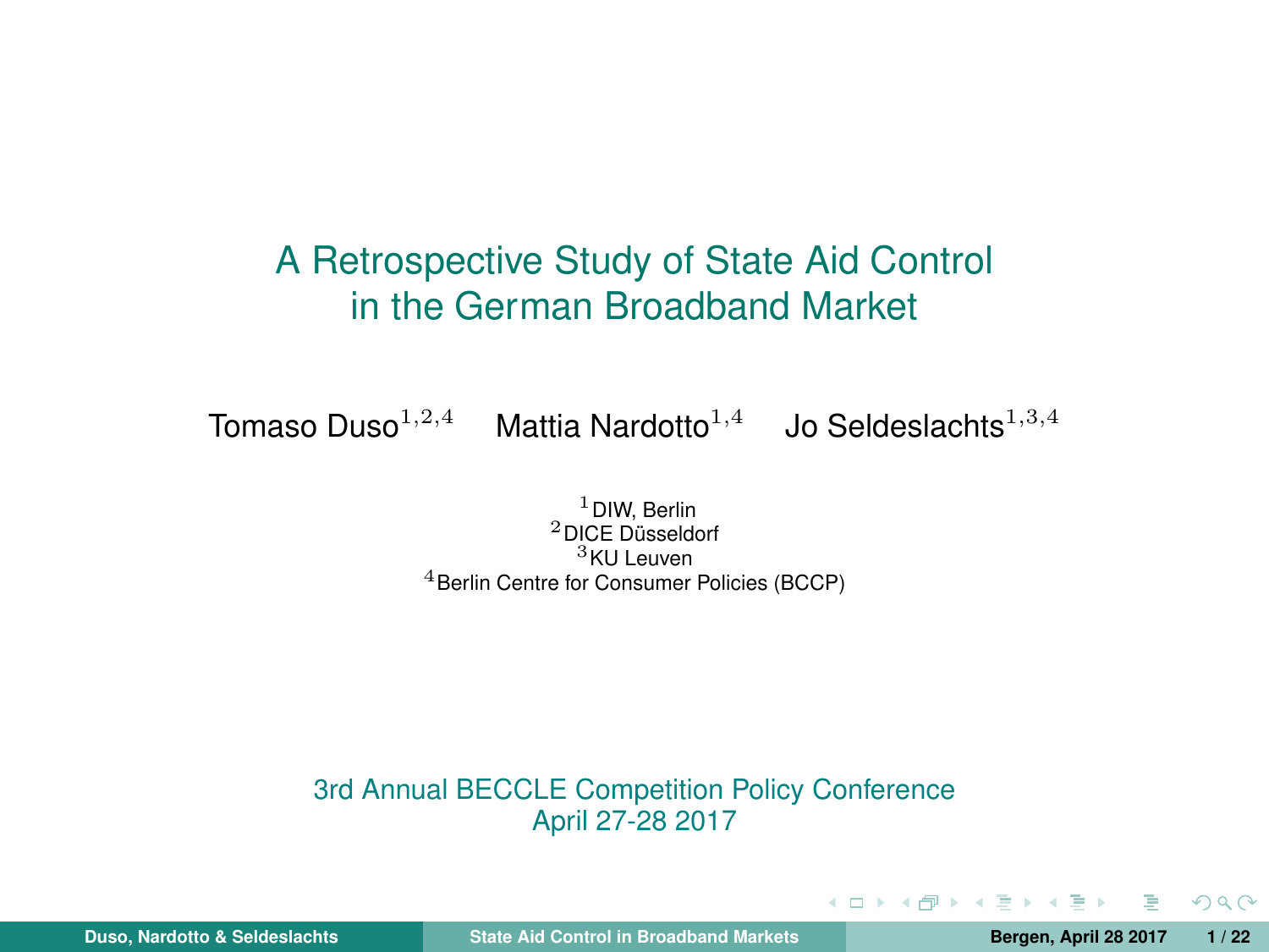# A Retrospective Study of State Aid Control in the German Broadband Market

Tomaso Duso[1,2,4] Mattia Nardotto[1,4] Jo Seldeslachts[1,3,4]

[1] DIW, Berlin
[2] DICE Düsseldorf
[3] KU Leuven
[4] Berlin Centre for Consumer Policies (BCCP)

3rd Annual BECCLE Competition Policy Conference
April 27-28 2017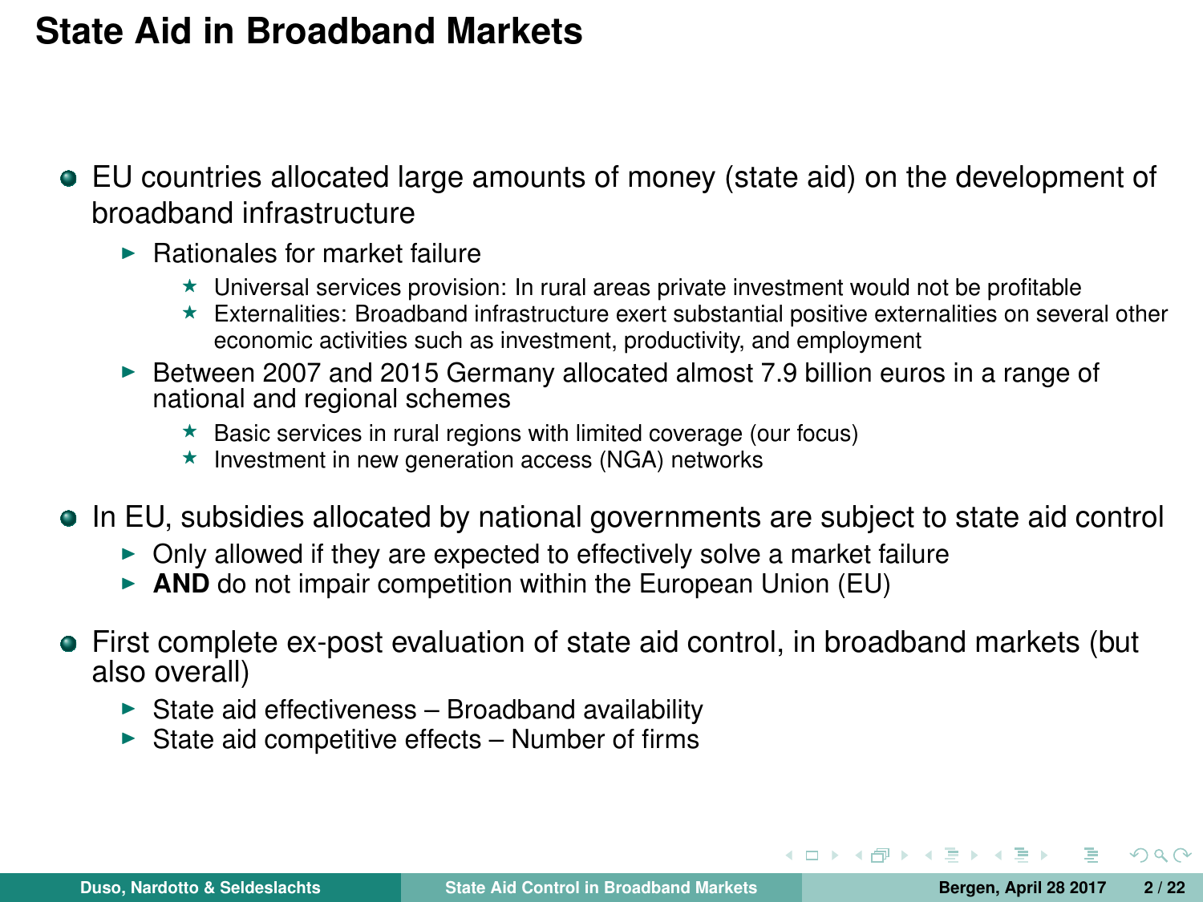# State Aid in Broadband Markets

- EU countries allocated large amounts of money (state aid) on the development of broadband infrastructure
  - Rationales for market failure
    - Universal services provision: In rural areas private investment would not be profitable
    - Externalities: Broadband infrastructure exert substantial positive externalities on several other economic activities such as investment, productivity, and employment
  - Between 2007 and 2015 Germany allocated almost 7.9 billion euros in a range of national and regional schemes
    - Basic services in rural regions with limited coverage (our focus)
    - Investment in new generation access (NGA) networks
- In EU, subsidies allocated by national governments are subject to state aid control
  - Only allowed if they are expected to effectively solve a market failure
  - **AND** do not impair competition within the European Union (EU)
- First complete ex-post evaluation of state aid control, in broadband markets (but also overall)
  - State aid effectiveness – Broadband availability
  - State aid competitive effects – Number of firms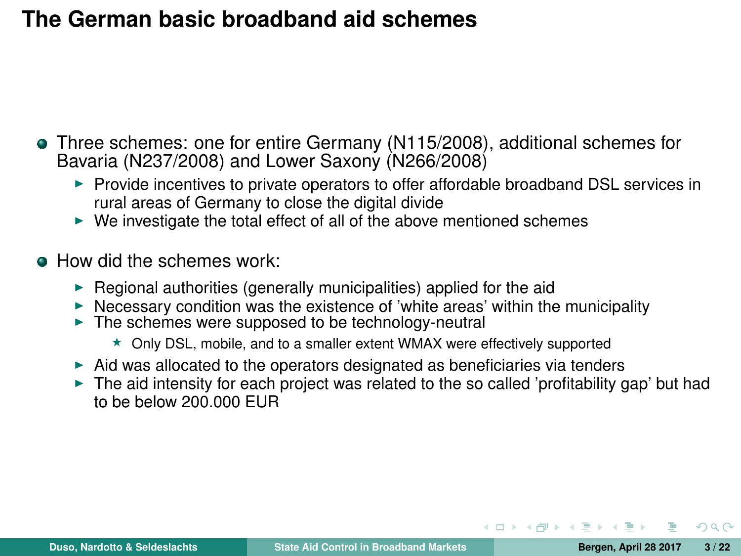# The German basic broadband aid schemes

- Three schemes: one for entire Germany (N115/2008), additional schemes for Bavaria (N237/2008) and Lower Saxony (N266/2008)
  - Provide incentives to private operators to offer affordable broadband DSL services in rural areas of Germany to close the digital divide
  - We investigate the total effect of all of the above mentioned schemes
- How did the schemes work:
  - Regional authorities (generally municipalities) applied for the aid
  - Necessary condition was the existence of 'white areas' within the municipality
  - The schemes were supposed to be technology-neutral
    - Only DSL, mobile, and to a smaller extent WMAX were effectively supported
  - Aid was allocated to the operators designated as beneficiaries via tenders
  - The aid intensity for each project was related to the so called 'profitability gap' but had to be below 200.000 EUR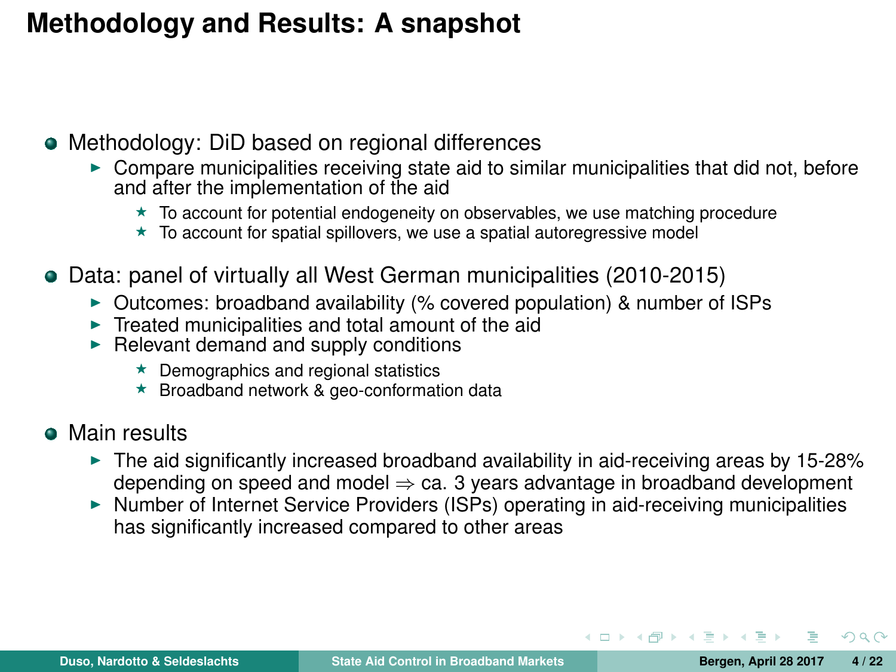# Methodology and Results: A snapshot

- Methodology: DiD based on regional differences
  - Compare municipalities receiving state aid to similar municipalities that did not, before and after the implementation of the aid
    - To account for potential endogeneity on observables, we use matching procedure
    - To account for spatial spillovers, we use a spatial autoregressive model
- Data: panel of virtually all West German municipalities (2010-2015)
  - Outcomes: broadband availability (% covered population) & number of ISPs
  - Treated municipalities and total amount of the aid
  - Relevant demand and supply conditions
    - Demographics and regional statistics
    - Broadband network & geo-conformation data
- Main results
  - The aid significantly increased broadband availability in aid-receiving areas by 15-28% depending on speed and model ⇒ ca. 3 years advantage in broadband development
  - Number of Internet Service Providers (ISPs) operating in aid-receiving municipalities has significantly increased compared to other areas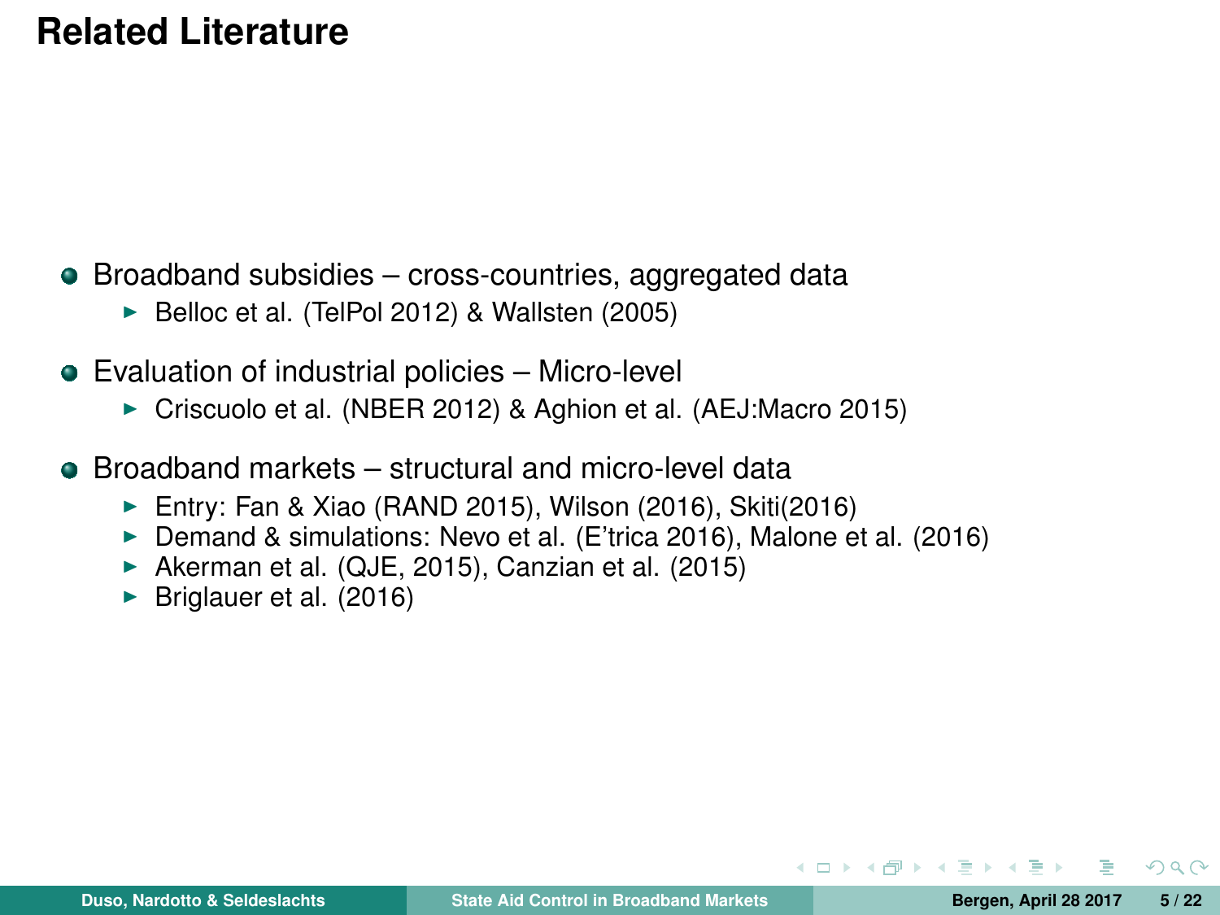# Related Literature

- Broadband subsidies – cross-countries, aggregated data
  - Belloc et al. (TelPol 2012) & Wallsten (2005)
- Evaluation of industrial policies – Micro-level
  - Criscuolo et al. (NBER 2012) & Aghion et al. (AEJ:Macro 2015)
- Broadband markets – structural and micro-level data
  - Entry: Fan & Xiao (RAND 2015), Wilson (2016), Skiti(2016)
  - Demand & simulations: Nevo et al. (E'trica 2016), Malone et al. (2016)
  - Akerman et al. (QJE, 2015), Canzian et al. (2015)
  - Briglauer et al. (2016)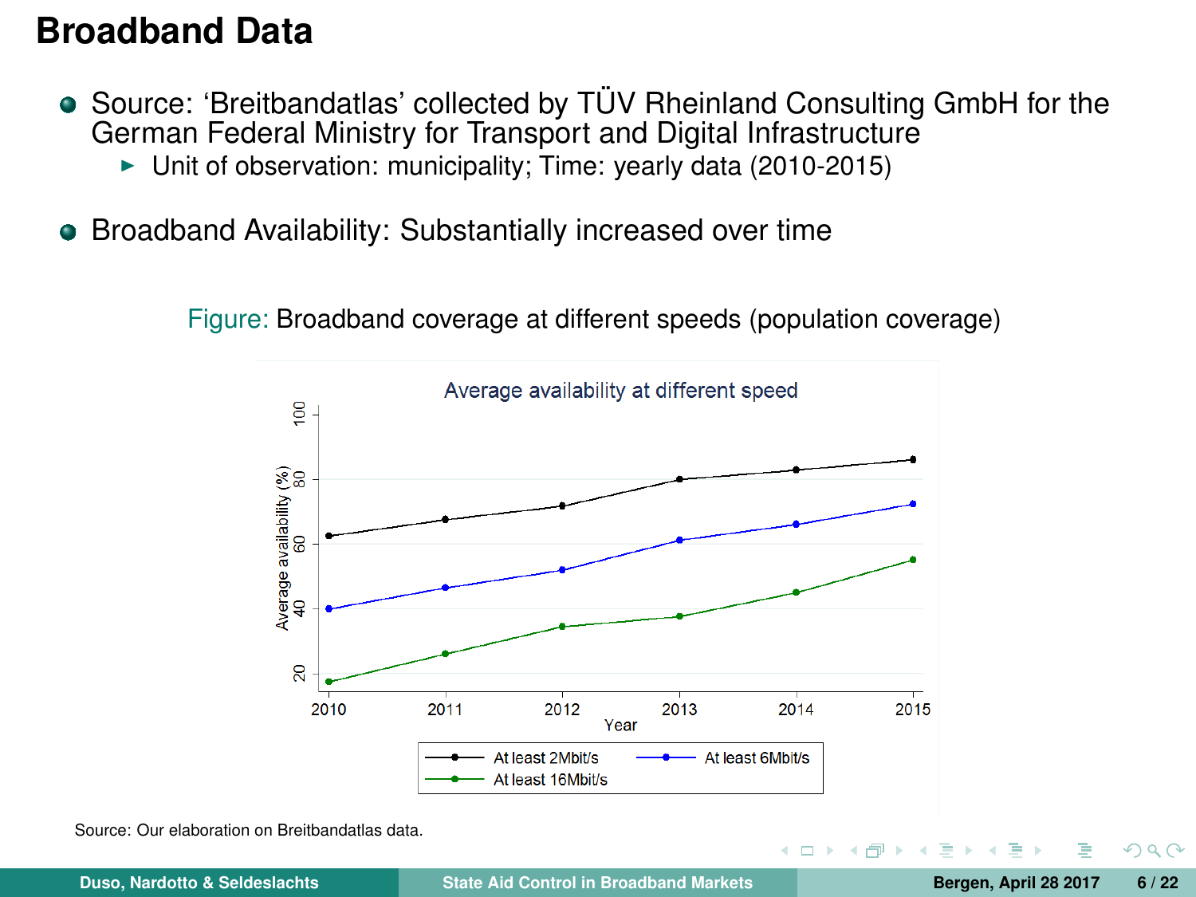# Broadband Data

- Source: 'Breitbandatlas' collected by TÜV Rheinland Consulting GmbH for the German Federal Ministry for Transport and Digital Infrastructure
  - Unit of observation: municipality; Time: yearly data (2010-2015)
- Broadband Availability: Substantially increased over time

Figure: Broadband coverage at different speeds (population coverage)

Source: Our elaboration on Breitbandatlas data.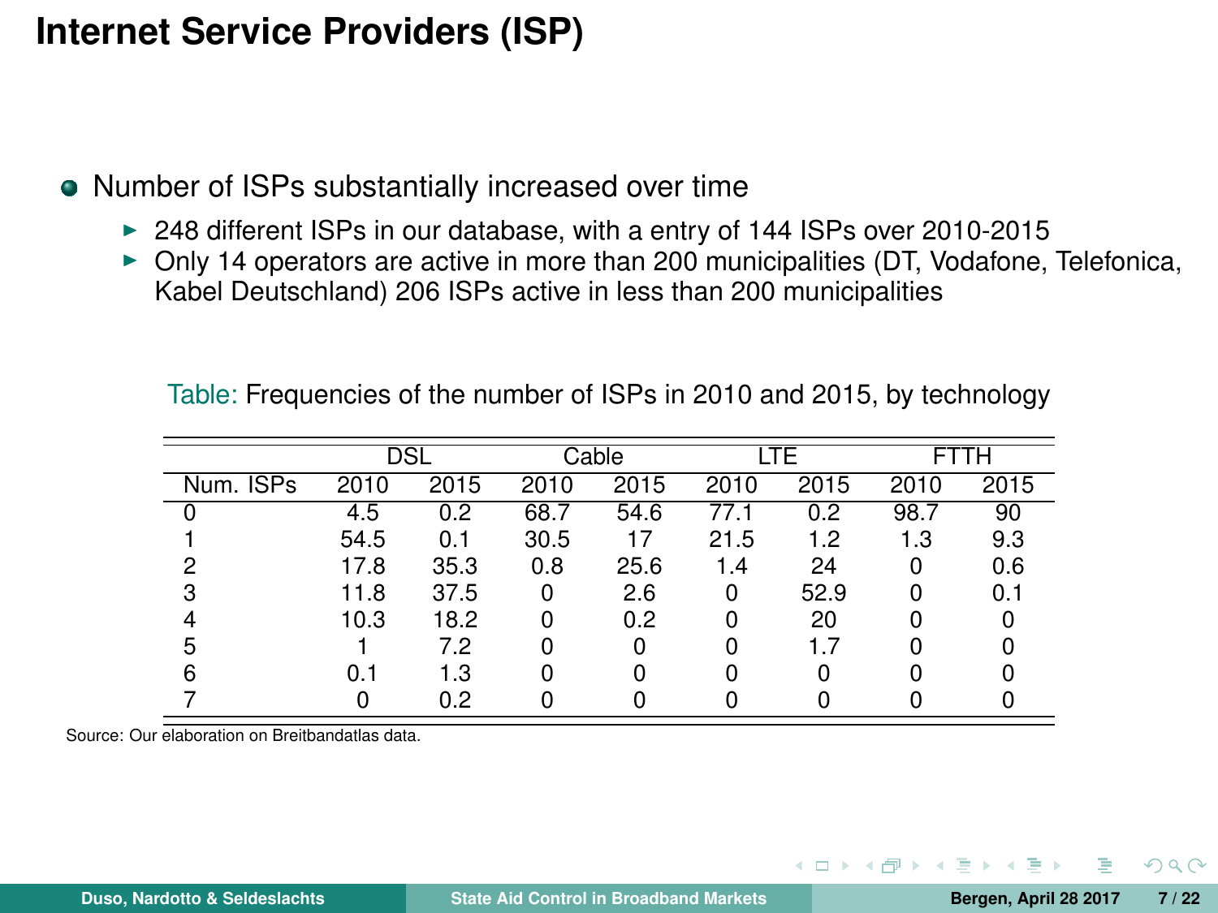# Internet Service Providers (ISP)

- Number of ISPs substantially increased over time
  - 248 different ISPs in our database, with a entry of 144 ISPs over 2010-2015
  - Only 14 operators are active in more than 200 municipalities (DT, Vodafone, Telefonica, Kabel Deutschland) 206 ISPs active in less than 200 municipalities

Table: Frequencies of the number of ISPs in 2010 and 2015, by technology

| | DSL | | Cable | | LTE | | FTTH | |
|---|---|---|---|---|---|---|---|---|
| Num. ISPs | 2010 | 2015 | 2010 | 2015 | 2010 | 2015 | 2010 | 2015 |
| 0 | 4.5 | 0.2 | 68.7 | 54.6 | 77.1 | 0.2 | 98.7 | 90 |
| 1 | 54.5 | 0.1 | 30.5 | 17 | 21.5 | 1.2 | 1.3 | 9.3 |
| 2 | 17.8 | 35.3 | 0.8 | 25.6 | 1.4 | 24 | 0 | 0.6 |
| 3 | 11.8 | 37.5 | 0 | 2.6 | 0 | 52.9 | 0 | 0.1 |
| 4 | 10.3 | 18.2 | 0 | 0.2 | 0 | 20 | 0 | 0 |
| 5 | 1 | 7.2 | 0 | 0 | 0 | 1.7 | 0 | 0 |
| 6 | 0.1 | 1.3 | 0 | 0 | 0 | 0 | 0 | 0 |
| 7 | 0 | 0.2 | 0 | 0 | 0 | 0 | 0 | 0 |

Source: Our elaboration on Breitbandatlas data.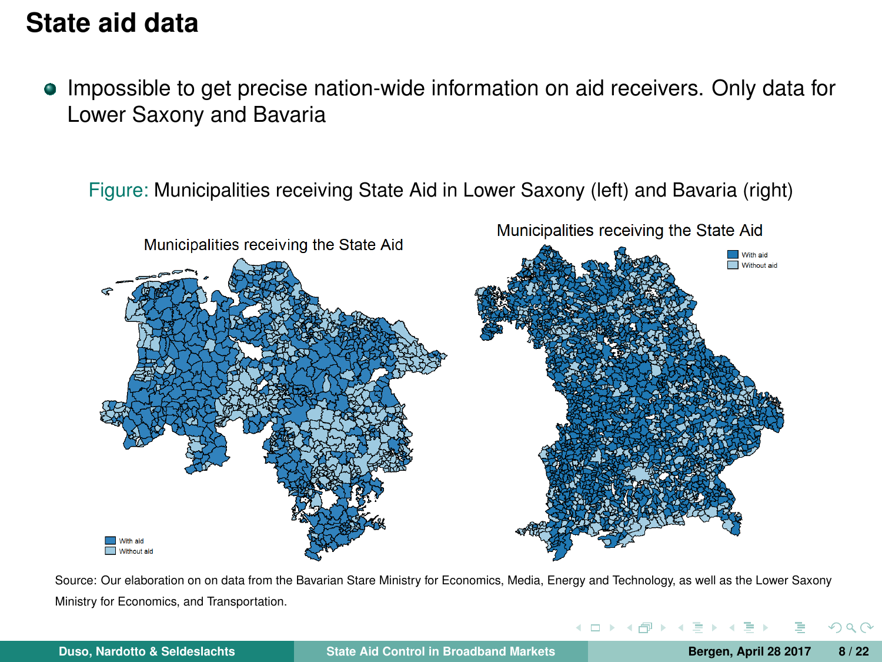# State aid data

- Impossible to get precise nation-wide information on aid receivers. Only data for Lower Saxony and Bavaria

Figure: Municipalities receiving State Aid in Lower Saxony (left) and Bavaria (right)

Source: Our elaboration on on data from the Bavarian Stare Ministry for Economics, Media, Energy and Technology, as well as the Lower Saxony Ministry for Economics, and Transportation.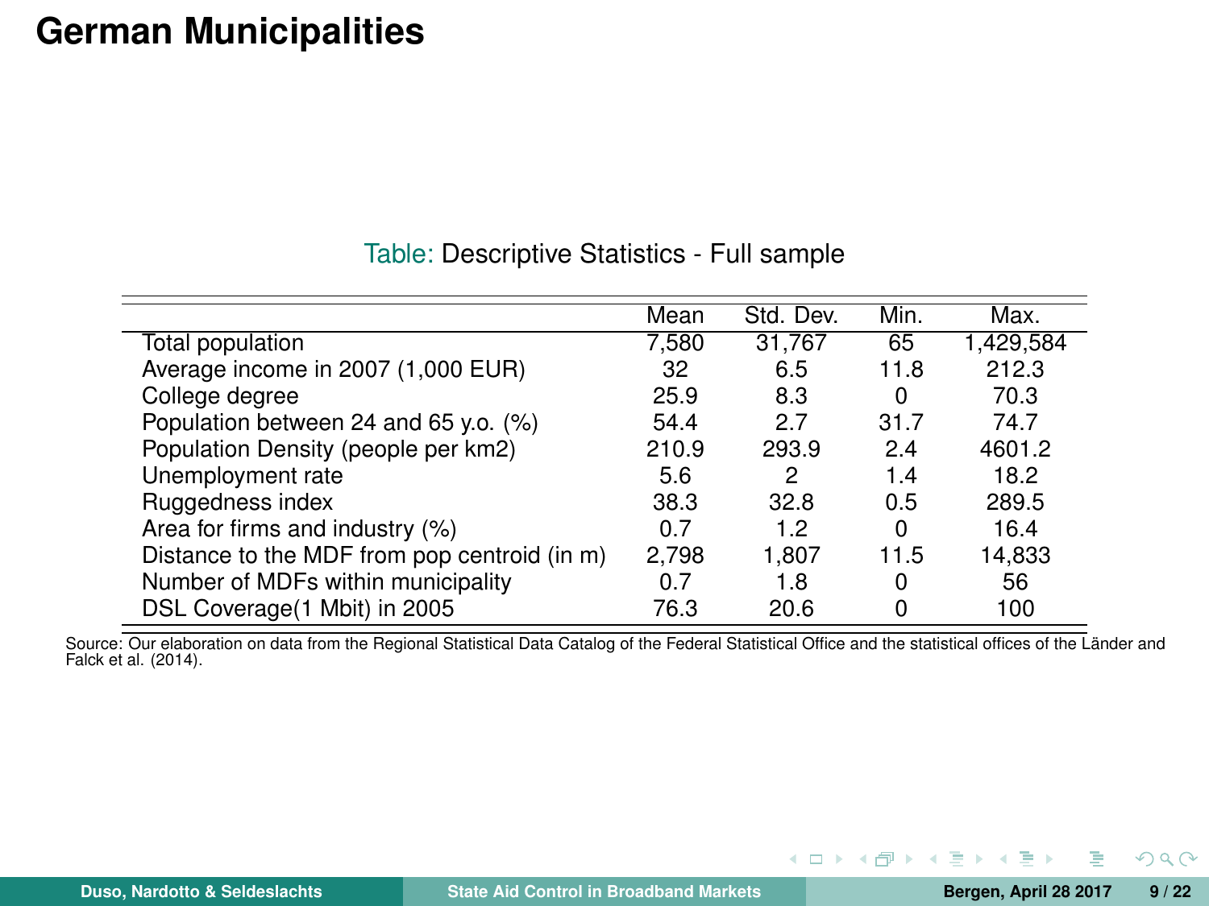# German Municipalities

Table: Descriptive Statistics - Full sample

| | Mean | Std. Dev. | Min. | Max. |
|---|---|---|---|---|
| Total population | 7,580 | 31,767 | 65 | 1,429,584 |
| Average income in 2007 (1,000 EUR) | 32 | 6.5 | 11.8 | 212.3 |
| College degree | 25.9 | 8.3 | 0 | 70.3 |
| Population between 24 and 65 y.o. (%) | 54.4 | 2.7 | 31.7 | 74.7 |
| Population Density (people per km2) | 210.9 | 293.9 | 2.4 | 4601.2 |
| Unemployment rate | 5.6 | 2 | 1.4 | 18.2 |
| Ruggedness index | 38.3 | 32.8 | 0.5 | 289.5 |
| Area for firms and industry (%) | 0.7 | 1.2 | 0 | 16.4 |
| Distance to the MDF from pop centroid (in m) | 2,798 | 1,807 | 11.5 | 14,833 |
| Number of MDFs within municipality | 0.7 | 1.8 | 0 | 56 |
| DSL Coverage(1 Mbit) in 2005 | 76.3 | 20.6 | 0 | 100 |

Source: Our elaboration on data from the Regional Statistical Data Catalog of the Federal Statistical Office and the statistical offices of the Länder and Falck et al. (2014).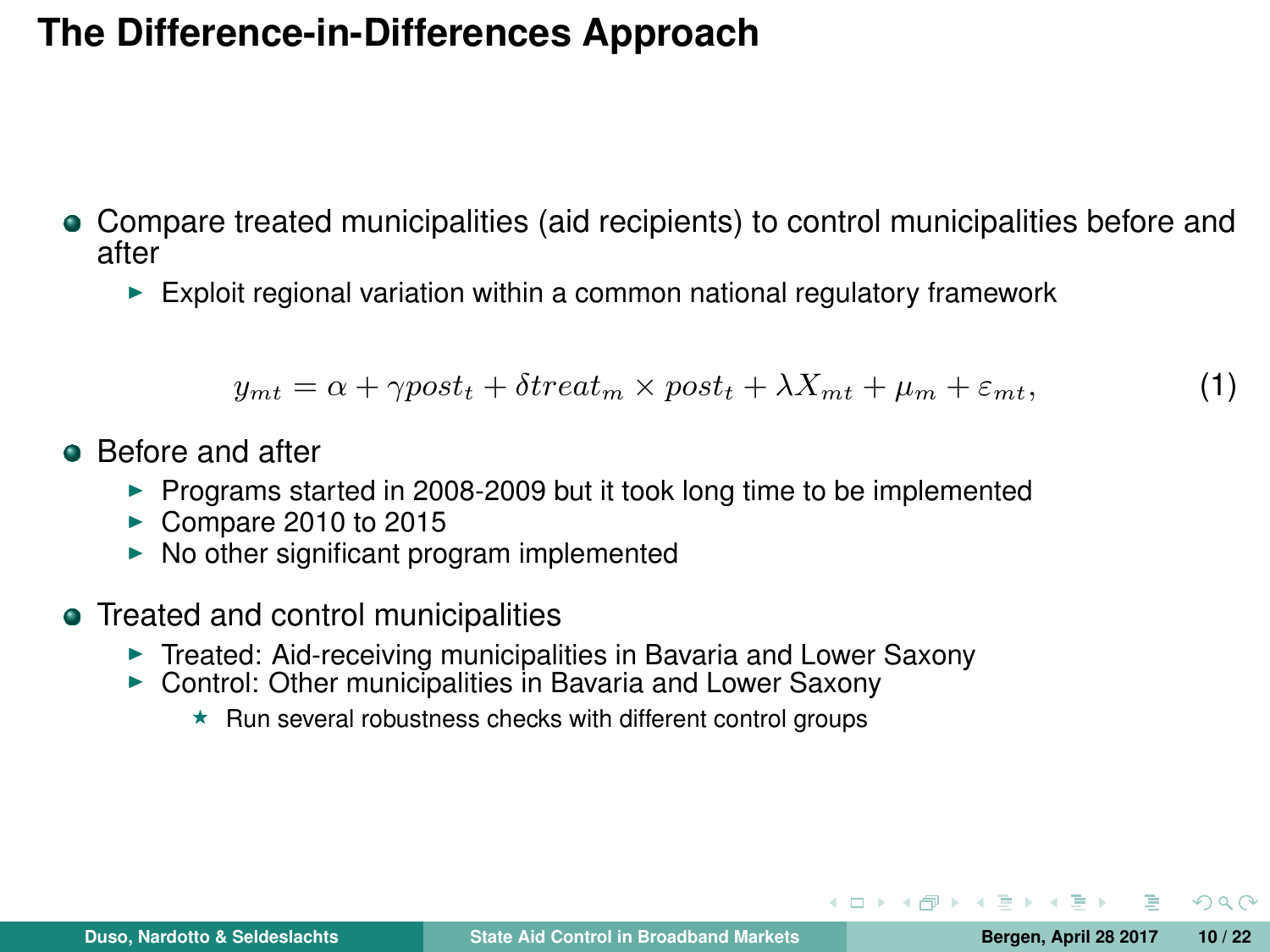# The Difference-in-Differences Approach

- Compare treated municipalities (aid recipients) to control municipalities before and after
  - Exploit regional variation within a common national regulatory framework

$$y_{mt} = \alpha + \gamma post_t + \delta treat_m \times post_t + \lambda X_{mt} + \mu_m + \varepsilon_{mt}, \tag{1}$$

- Before and after
  - Programs started in 2008-2009 but it took long time to be implemented
  - Compare 2010 to 2015
  - No other significant program implemented
- Treated and control municipalities
  - Treated: Aid-receiving municipalities in Bavaria and Lower Saxony
  - Control: Other municipalities in Bavaria and Lower Saxony
    - Run several robustness checks with different control groups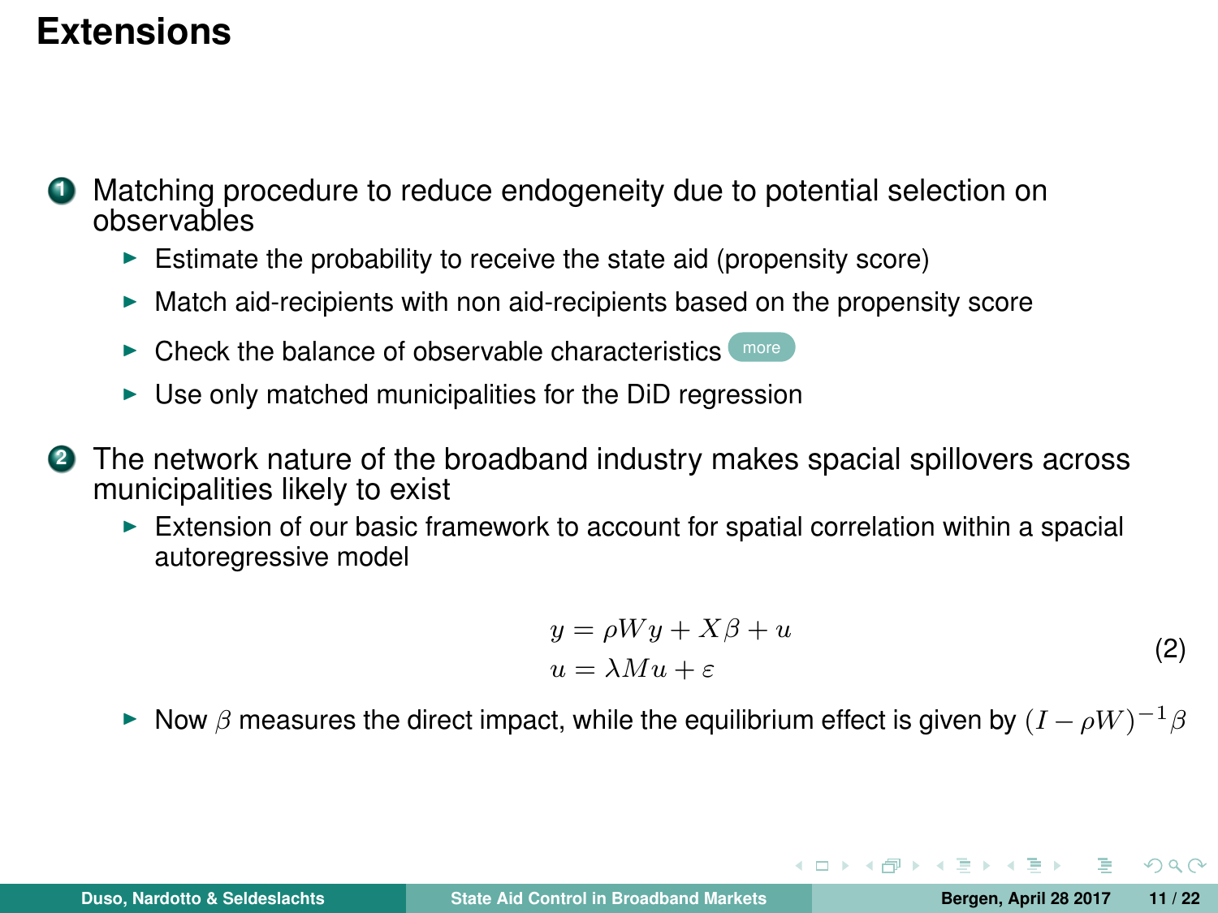# Extensions

1. Matching procedure to reduce endogeneity due to potential selection on observables
   - Estimate the probability to receive the state aid (propensity score)
   - Match aid-recipients with non aid-recipients based on the propensity score
   - Check the balance of observable characteristics more
   - Use only matched municipalities for the DiD regression
2. The network nature of the broadband industry makes spacial spillovers across municipalities likely to exist
   - Extension of our basic framework to account for spatial correlation within a spacial autoregressive model

$$
\begin{aligned}
y &= \rho W y + X\beta + u \\
u &= \lambda M u + \varepsilon
\end{aligned}
\tag{2}
$$

   - Now $\beta$ measures the direct impact, while the equilibrium effect is given by $(I - \rho W)^{-1}\beta$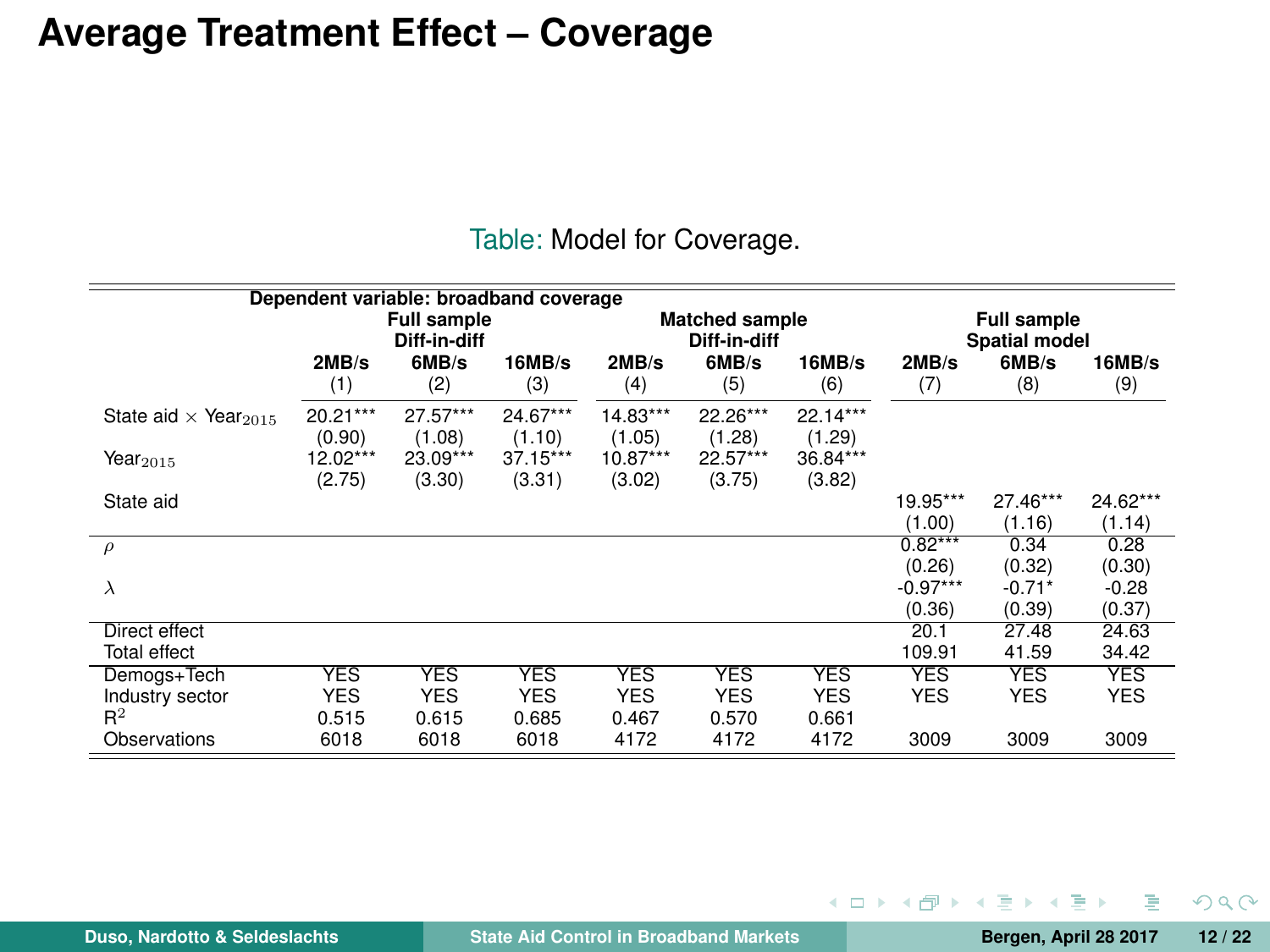# Average Treatment Effect – Coverage

Table: Model for Coverage.

| Dependent variable: broadband coverage | Full sample Diff-in-diff | | | Matched sample Diff-in-diff | | | Full sample Spatial model | | |
|---|---|---|---|---|---|---|---|---|---|
| | 2MB/s | 6MB/s | 16MB/s | 2MB/s | 6MB/s | 16MB/s | 2MB/s | 6MB/s | 16MB/s |
| | (1) | (2) | (3) | (4) | (5) | (6) | (7) | (8) | (9) |
| State aid × $\text{Year}_{2015}$ | 20.21*** | 27.57*** | 24.67*** | 14.83*** | 22.26*** | 22.14*** | | | |
| | (0.90) | (1.08) | (1.10) | (1.05) | (1.28) | (1.29) | | | |
| $\text{Year}_{2015}$ | 12.02*** | 23.09*** | 37.15*** | 10.87*** | 22.57*** | 36.84*** | | | |
| | (2.75) | (3.30) | (3.31) | (3.02) | (3.75) | (3.82) | | | |
| State aid | | | | | | | 19.95*** | 27.46*** | 24.62*** |
| | | | | | | | (1.00) | (1.16) | (1.14) |
| $\rho$ | | | | | | | 0.82*** | 0.34 | 0.28 |
| | | | | | | | (0.26) | (0.32) | (0.30) |
| $\lambda$ | | | | | | | -0.97*** | -0.71* | -0.28 |
| | | | | | | | (0.36) | (0.39) | (0.37) |
| Direct effect | | | | | | | 20.1 | 27.48 | 24.63 |
| Total effect | | | | | | | 109.91 | 41.59 | 34.42 |
| Demogs+Tech | YES | YES | YES | YES | YES | YES | YES | YES | YES |
| Industry sector | YES | YES | YES | YES | YES | YES | YES | YES | YES |
| $R^2$ | 0.515 | 0.615 | 0.685 | 0.467 | 0.570 | 0.661 | | | |
| Observations | 6018 | 6018 | 6018 | 4172 | 4172 | 4172 | 3009 | 3009 | 3009 |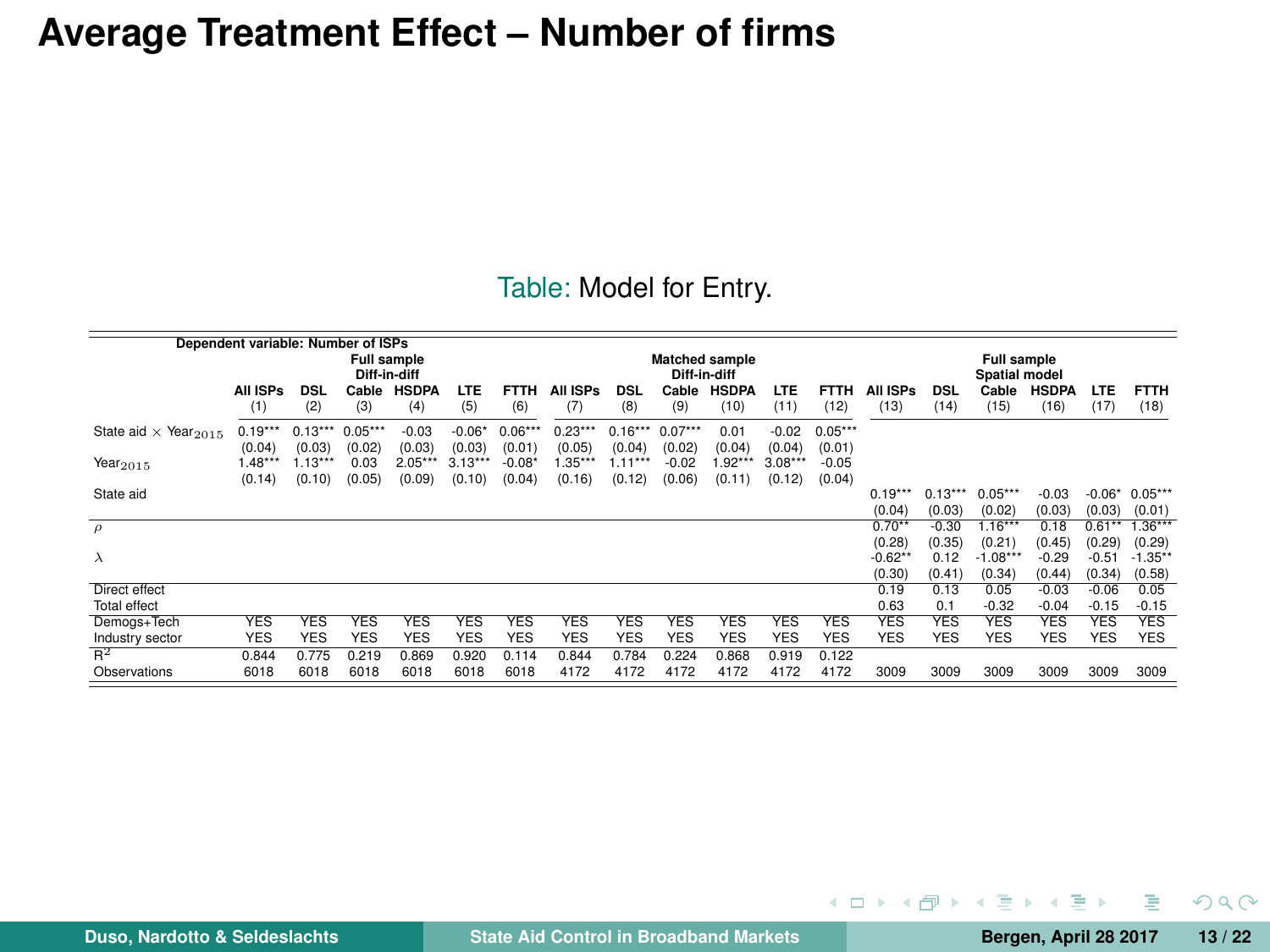# Average Treatment Effect – Number of firms

Table: Model for Entry.

| Dependent variable: Number of ISPs | Full sample Diff-in-diff | | | | | | Matched sample Diff-in-diff | | | | | | Full sample Spatial model | | | | | |
|---|---|---|---|---|---|---|---|---|---|---|---|---|---|---|---|---|---|---|
| | All ISPs | DSL | Cable | HSDPA | LTE | FTTH | All ISPs | DSL | Cable | HSDPA | LTE | FTTH | All ISPs | DSL | Cable | HSDPA | LTE | FTTH |
| | (1) | (2) | (3) | (4) | (5) | (6) | (7) | (8) | (9) | (10) | (11) | (12) | (13) | (14) | (15) | (16) | (17) | (18) |
| State aid $\times$ Year$_{2015}$ | 0.19*** | 0.13*** | 0.05*** | -0.03 | -0.06* | 0.06*** | 0.23*** | 0.16*** | 0.07*** | 0.01 | -0.02 | 0.05*** | | | | | | |
| | (0.04) | (0.03) | (0.02) | (0.03) | (0.03) | (0.01) | (0.05) | (0.04) | (0.02) | (0.04) | (0.04) | (0.01) | | | | | | |
| Year$_{2015}$ | 1.48*** | 1.13*** | 0.03 | 2.05*** | 3.13*** | -0.08* | 1.35*** | 1.11*** | -0.02 | 1.92*** | 3.08*** | -0.05 | | | | | | |
| | (0.14) | (0.10) | (0.05) | (0.09) | (0.10) | (0.04) | (0.16) | (0.12) | (0.06) | (0.11) | (0.12) | (0.04) | | | | | | |
| State aid | | | | | | | | | | | | | 0.19*** | 0.13*** | 0.05*** | -0.03 | -0.06* | 0.05*** |
| | | | | | | | | | | | | | (0.04) | (0.03) | (0.02) | (0.03) | (0.03) | (0.01) |
| $\rho$ | | | | | | | | | | | | | 0.70** | -0.30 | 1.16*** | 0.18 | 0.61** | 1.36*** |
| | | | | | | | | | | | | | (0.28) | (0.35) | (0.21) | (0.45) | (0.29) | (0.29) |
| $\lambda$ | | | | | | | | | | | | | -0.62** | 0.12 | -1.08*** | -0.29 | -0.51 | -1.35** |
| | | | | | | | | | | | | | (0.30) | (0.41) | (0.34) | (0.44) | (0.34) | (0.58) |
| Direct effect | | | | | | | | | | | | | 0.19 | 0.13 | 0.05 | -0.03 | -0.06 | 0.05 |
| Total effect | | | | | | | | | | | | | 0.63 | 0.1 | -0.32 | -0.04 | -0.15 | -0.15 |
| Demogs+Tech | YES | YES | YES | YES | YES | YES | YES | YES | YES | YES | YES | YES | YES | YES | YES | YES | YES | YES |
| Industry sector | YES | YES | YES | YES | YES | YES | YES | YES | YES | YES | YES | YES | YES | YES | YES | YES | YES | YES |
| $R^2$ | 0.844 | 0.775 | 0.219 | 0.869 | 0.920 | 0.114 | 0.844 | 0.784 | 0.224 | 0.868 | 0.919 | 0.122 | | | | | | |
| Observations | 6018 | 6018 | 6018 | 6018 | 6018 | 6018 | 4172 | 4172 | 4172 | 4172 | 4172 | 4172 | 3009 | 3009 | 3009 | 3009 | 3009 | 3009 |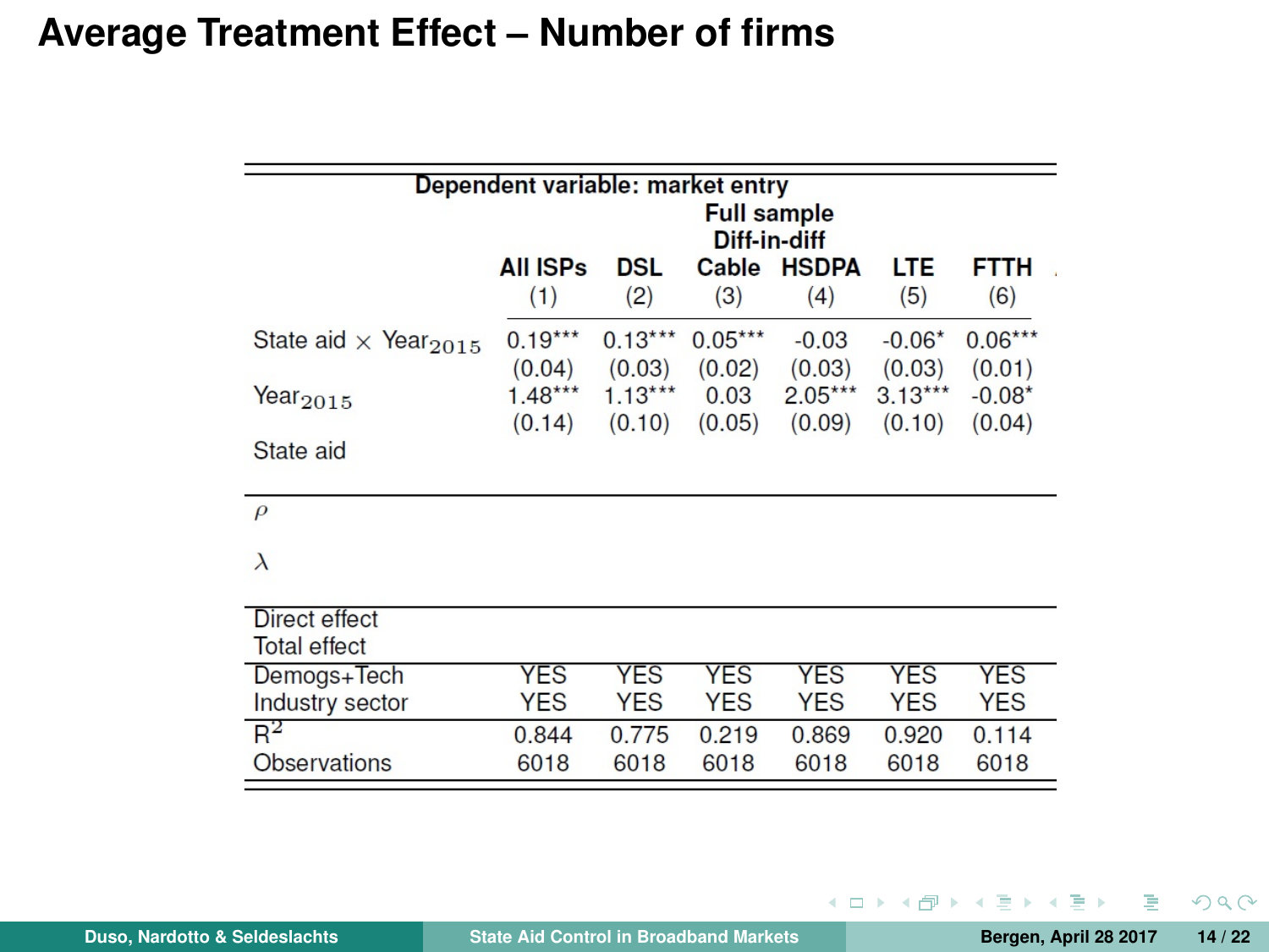# Average Treatment Effect – Number of firms

| Dependent variable: market entry | | | | | | |
|---|---|---|---|---|---|---|
| | Full sample | | | | | |
| | Diff-in-diff | | | | | |
| | All ISPs | DSL | Cable | HSDPA | LTE | FTTH |
| | (1) | (2) | (3) | (4) | (5) | (6) |
| State aid $\times$ Year$_{2015}$ | 0.19*** | 0.13*** | 0.05*** | -0.03 | -0.06* | 0.06*** |
| | (0.04) | (0.03) | (0.02) | (0.03) | (0.03) | (0.01) |
| Year$_{2015}$ | 1.48*** | 1.13*** | 0.03 | 2.05*** | 3.13*** | -0.08* |
| | (0.14) | (0.10) | (0.05) | (0.09) | (0.10) | (0.04) |
| State aid | | | | | | |
| $\rho$ | | | | | | |
| $\lambda$ | | | | | | |
| Direct effect | | | | | | |
| Total effect | | | | | | |
| Demogs+Tech | YES | YES | YES | YES | YES | YES |
| Industry sector | YES | YES | YES | YES | YES | YES |
| $R^2$ | 0.844 | 0.775 | 0.219 | 0.869 | 0.920 | 0.114 |
| Observations | 6018 | 6018 | 6018 | 6018 | 6018 | 6018 |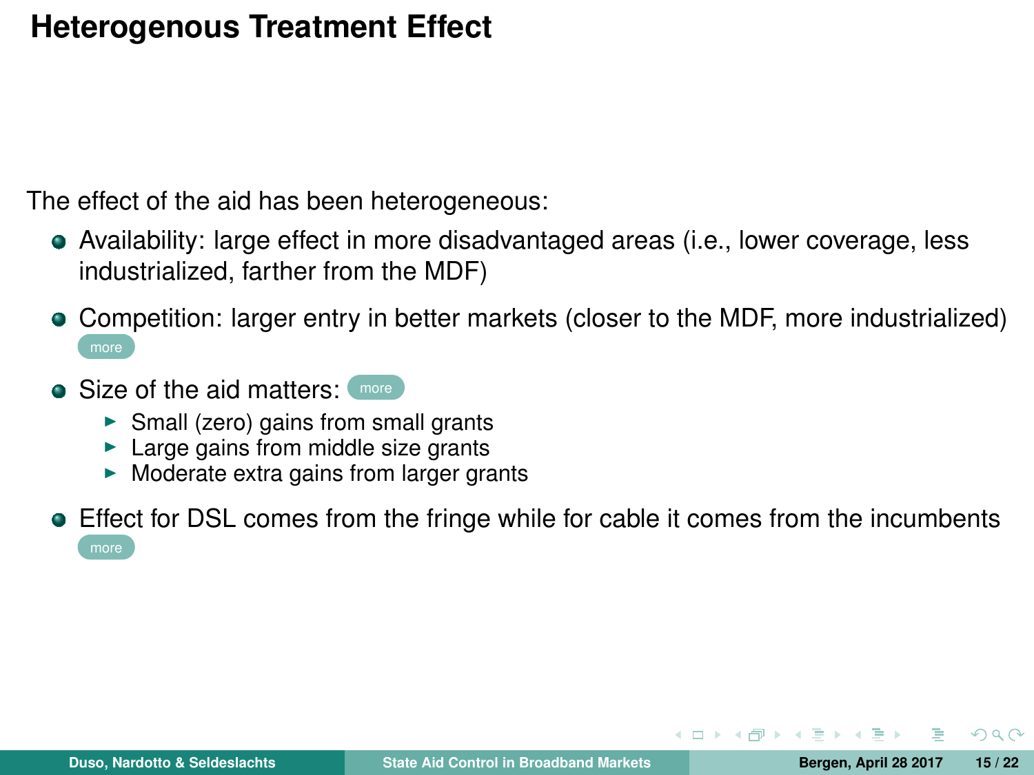# Heterogenous Treatment Effect

The effect of the aid has been heterogeneous:

- Availability: large effect in more disadvantaged areas (i.e., lower coverage, less industrialized, farther from the MDF)
- Competition: larger entry in better markets (closer to the MDF, more industrialized) more
- Size of the aid matters: more
  - Small (zero) gains from small grants
  - Large gains from middle size grants
  - Moderate extra gains from larger grants
- Effect for DSL comes from the fringe while for cable it comes from the incumbents more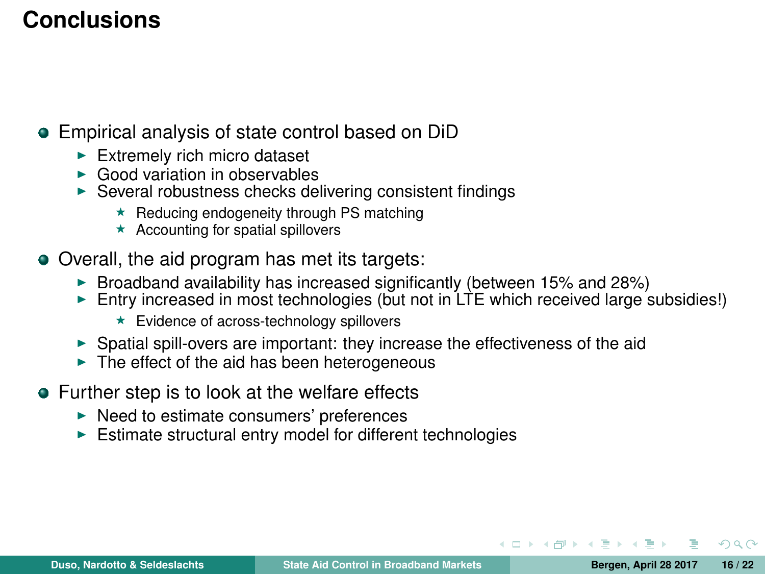# Conclusions

- Empirical analysis of state control based on DiD
  - Extremely rich micro dataset
  - Good variation in observables
  - Several robustness checks delivering consistent findings
    - Reducing endogeneity through PS matching
    - Accounting for spatial spillovers
- Overall, the aid program has met its targets:
  - Broadband availability has increased significantly (between 15% and 28%)
  - Entry increased in most technologies (but not in LTE which received large subsidies!)
    - Evidence of across-technology spillovers
  - Spatial spill-overs are important: they increase the effectiveness of the aid
  - The effect of the aid has been heterogeneous
- Further step is to look at the welfare effects
  - Need to estimate consumers' preferences
  - Estimate structural entry model for different technologies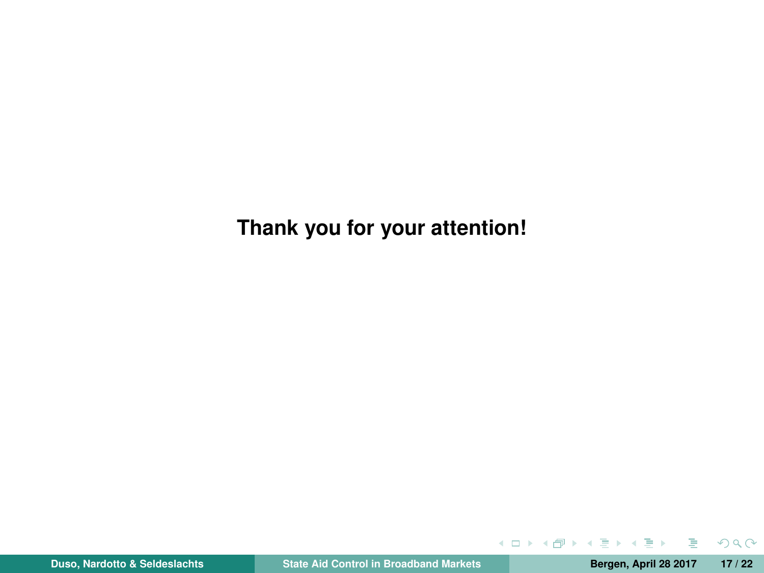**Thank you for your attention!**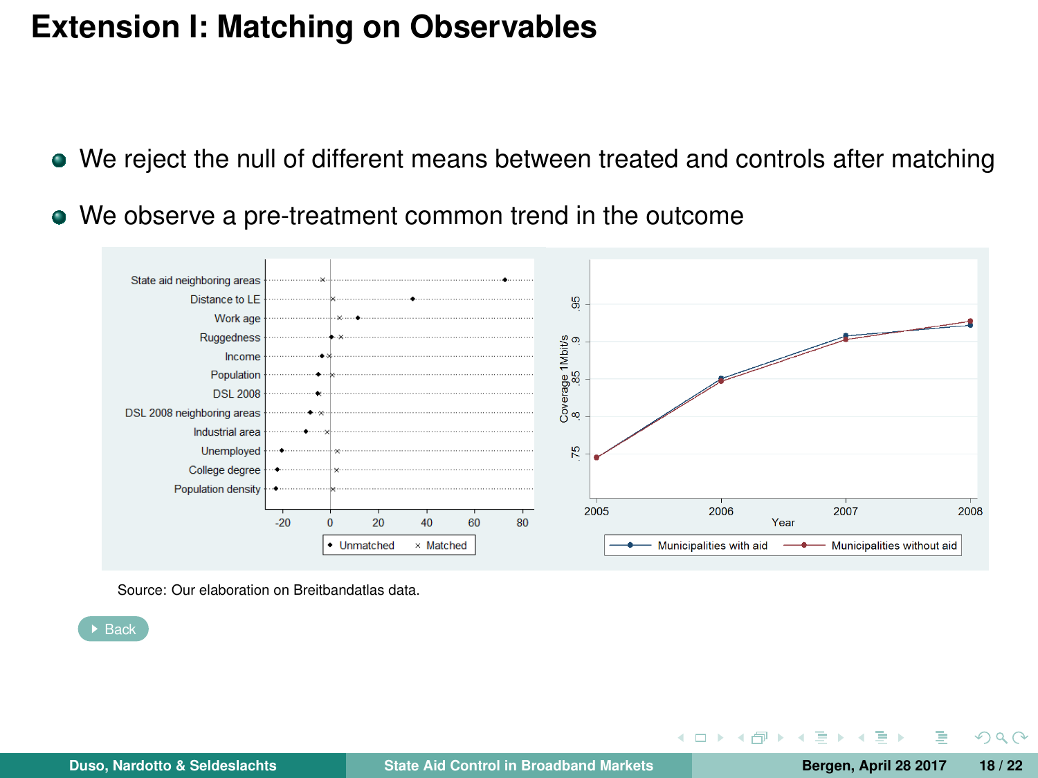# Extension I: Matching on Observables

- We reject the null of different means between treated and controls after matching
- We observe a pre-treatment common trend in the outcome

Source: Our elaboration on Breitbandatlas data.

Back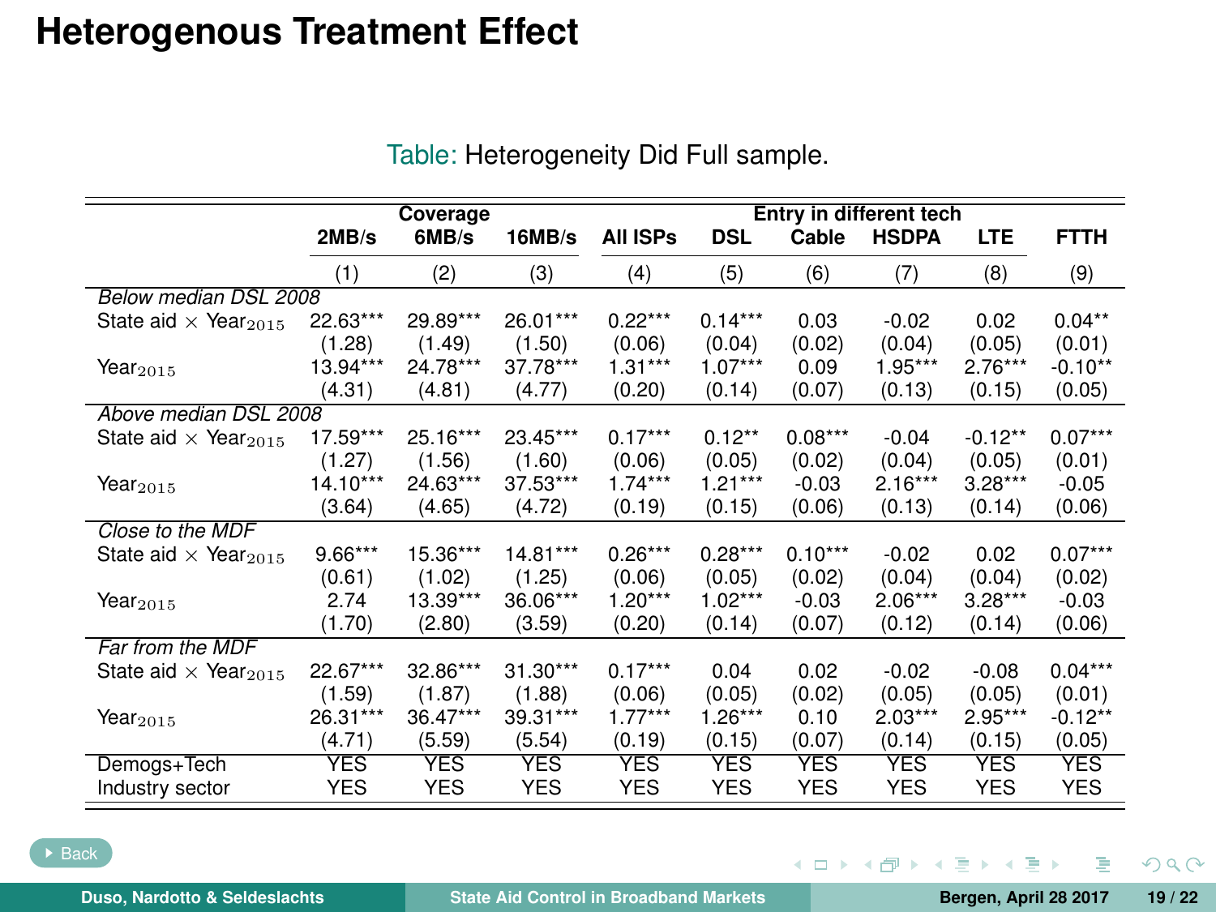# Heterogenous Treatment Effect

Table: Heterogeneity Did Full sample.

| | Coverage | | | Entry in different tech | | | | | |
|---|---|---|---|---|---|---|---|---|---|
| | 2MB/s | 6MB/s | 16MB/s | All ISPs | DSL | Cable | HSDPA | LTE | FTTH |
| | (1) | (2) | (3) | (4) | (5) | (6) | (7) | (8) | (9) |
| *Below median DSL 2008* | | | | | | | | | |
| State aid × $\text{Year}_{2015}$ | 22.63*** | 29.89*** | 26.01*** | 0.22*** | 0.14*** | 0.03 | -0.02 | 0.02 | 0.04** |
| | (1.28) | (1.49) | (1.50) | (0.06) | (0.04) | (0.02) | (0.04) | (0.05) | (0.01) |
| $\text{Year}_{2015}$ | 13.94*** | 24.78*** | 37.78*** | 1.31*** | 1.07*** | 0.09 | 1.95*** | 2.76*** | -0.10** |
| | (4.31) | (4.81) | (4.77) | (0.20) | (0.14) | (0.07) | (0.13) | (0.15) | (0.05) |
| *Above median DSL 2008* | | | | | | | | | |
| State aid × $\text{Year}_{2015}$ | 17.59*** | 25.16*** | 23.45*** | 0.17*** | 0.12** | 0.08*** | -0.04 | -0.12** | 0.07*** |
| | (1.27) | (1.56) | (1.60) | (0.06) | (0.05) | (0.02) | (0.04) | (0.05) | (0.01) |
| $\text{Year}_{2015}$ | 14.10*** | 24.63*** | 37.53*** | 1.74*** | 1.21*** | -0.03 | 2.16*** | 3.28*** | -0.05 |
| | (3.64) | (4.65) | (4.72) | (0.19) | (0.15) | (0.06) | (0.13) | (0.14) | (0.06) |
| *Close to the MDF* | | | | | | | | | |
| State aid × $\text{Year}_{2015}$ | 9.66*** | 15.36*** | 14.81*** | 0.26*** | 0.28*** | 0.10*** | -0.02 | 0.02 | 0.07*** |
| | (0.61) | (1.02) | (1.25) | (0.06) | (0.05) | (0.02) | (0.04) | (0.04) | (0.02) |
| $\text{Year}_{2015}$ | 2.74 | 13.39*** | 36.06*** | 1.20*** | 1.02*** | -0.03 | 2.06*** | 3.28*** | -0.03 |
| | (1.70) | (2.80) | (3.59) | (0.20) | (0.14) | (0.07) | (0.12) | (0.14) | (0.06) |
| *Far from the MDF* | | | | | | | | | |
| State aid × $\text{Year}_{2015}$ | 22.67*** | 32.86*** | 31.30*** | 0.17*** | 0.04 | 0.02 | -0.02 | -0.08 | 0.04*** |
| | (1.59) | (1.87) | (1.88) | (0.06) | (0.05) | (0.02) | (0.05) | (0.05) | (0.01) |
| $\text{Year}_{2015}$ | 26.31*** | 36.47*** | 39.31*** | 1.77*** | 1.26*** | 0.10 | 2.03*** | 2.95*** | -0.12** |
| | (4.71) | (5.59) | (5.54) | (0.19) | (0.15) | (0.07) | (0.14) | (0.15) | (0.05) |
| Demogs+Tech | YES | YES | YES | YES | YES | YES | YES | YES | YES |
| Industry sector | YES | YES | YES | YES | YES | YES | YES | YES | YES |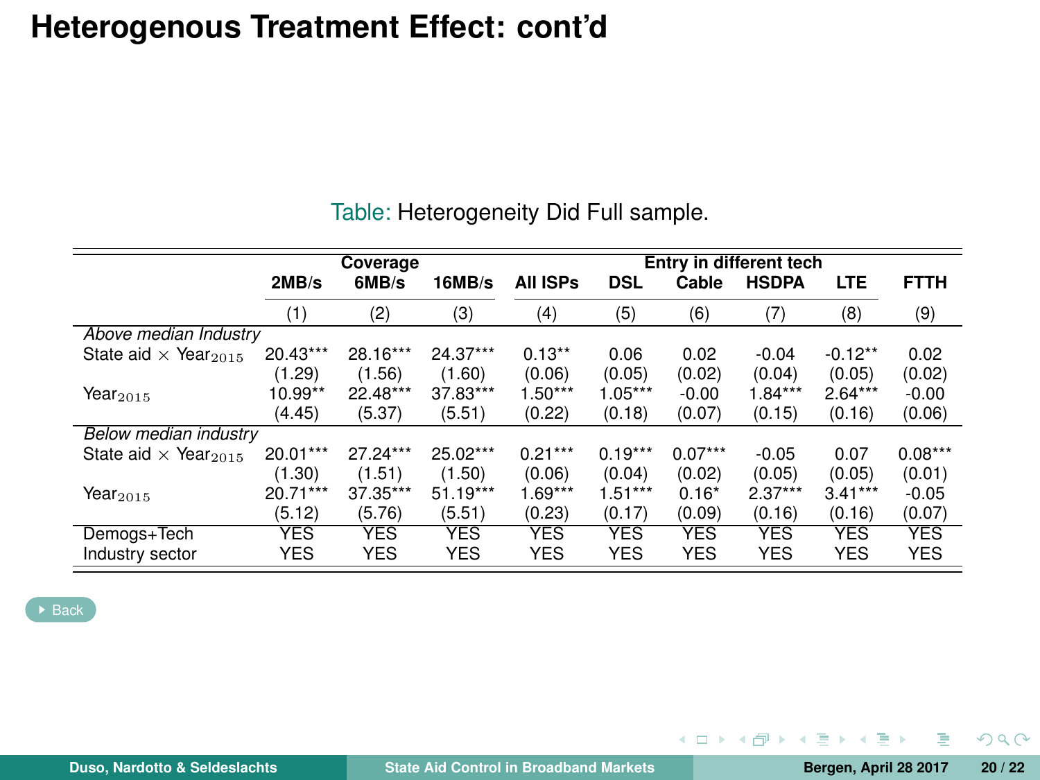# Heterogenous Treatment Effect: cont'd

Table: Heterogeneity Did Full sample.

| | Coverage | | | Entry in different tech | | | | | |
|---|---|---|---|---|---|---|---|---|---|
| | 2MB/s | 6MB/s | 16MB/s | All ISPs | DSL | Cable | HSDPA | LTE | FTTH |
| | (1) | (2) | (3) | (4) | (5) | (6) | (7) | (8) | (9) |
| *Above median Industry* | | | | | | | | | |
| State aid × $\text{Year}_{2015}$ | 20.43*** | 28.16*** | 24.37*** | 0.13** | 0.06 | 0.02 | -0.04 | -0.12** | 0.02 |
| | (1.29) | (1.56) | (1.60) | (0.06) | (0.05) | (0.02) | (0.04) | (0.05) | (0.02) |
| $\text{Year}_{2015}$ | 10.99** | 22.48*** | 37.83*** | 1.50*** | 1.05*** | -0.00 | 1.84*** | 2.64*** | -0.00 |
| | (4.45) | (5.37) | (5.51) | (0.22) | (0.18) | (0.07) | (0.15) | (0.16) | (0.06) |
| *Below median industry* | | | | | | | | | |
| State aid × $\text{Year}_{2015}$ | 20.01*** | 27.24*** | 25.02*** | 0.21*** | 0.19*** | 0.07*** | -0.05 | 0.07 | 0.08*** |
| | (1.30) | (1.51) | (1.50) | (0.06) | (0.04) | (0.02) | (0.05) | (0.05) | (0.01) |
| $\text{Year}_{2015}$ | 20.71*** | 37.35*** | 51.19*** | 1.69*** | 1.51*** | 0.16* | 2.37*** | 3.41*** | -0.05 |
| | (5.12) | (5.76) | (5.51) | (0.23) | (0.17) | (0.09) | (0.16) | (0.16) | (0.07) |
| Demogs+Tech | YES | YES | YES | YES | YES | YES | YES | YES | YES |
| Industry sector | YES | YES | YES | YES | YES | YES | YES | YES | YES |

Back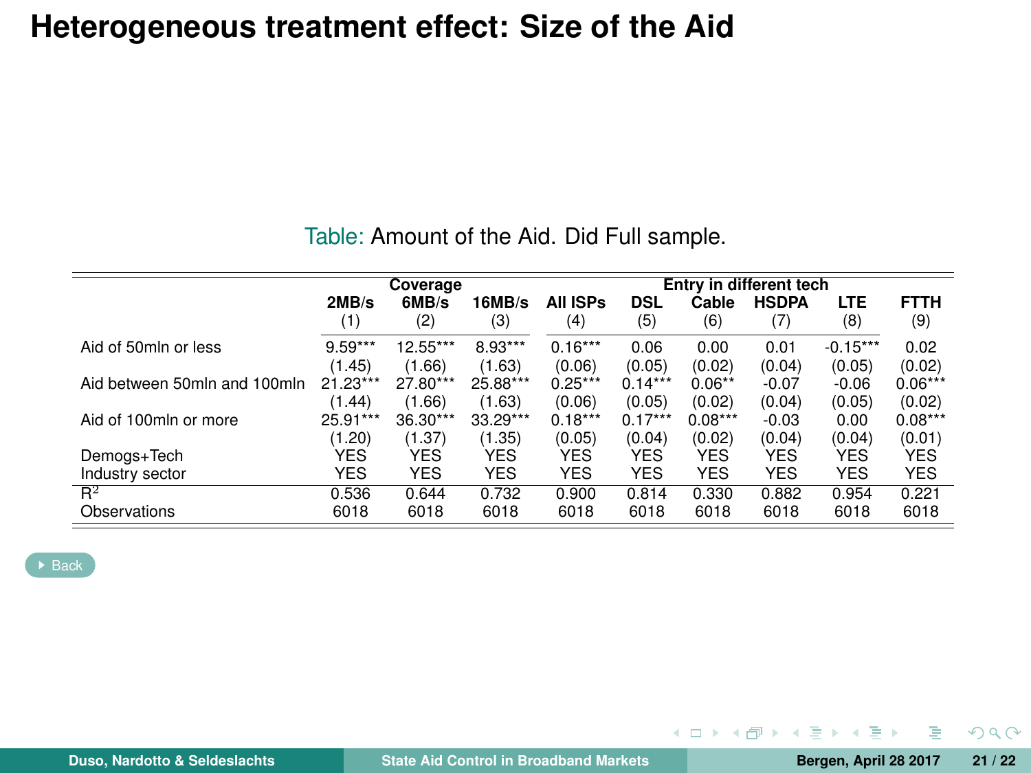# Heterogeneous treatment effect: Size of the Aid

Table: Amount of the Aid. Did Full sample.

| | Coverage | | | Entry in different tech | | | | | |
|---|---|---|---|---|---|---|---|---|---|
| | 2MB/s | 6MB/s | 16MB/s | All ISPs | DSL | Cable | HSDPA | LTE | FTTH |
| | (1) | (2) | (3) | (4) | (5) | (6) | (7) | (8) | (9) |
| Aid of 50mln or less | 9.59*** | 12.55*** | 8.93*** | 0.16*** | 0.06 | 0.00 | 0.01 | -0.15*** | 0.02 |
| | (1.45) | (1.66) | (1.63) | (0.06) | (0.05) | (0.02) | (0.04) | (0.05) | (0.02) |
| Aid between 50mln and 100mln | 21.23*** | 27.80*** | 25.88*** | 0.25*** | 0.14*** | 0.06** | -0.07 | -0.06 | 0.06*** |
| | (1.44) | (1.66) | (1.63) | (0.06) | (0.05) | (0.02) | (0.04) | (0.05) | (0.02) |
| Aid of 100mln or more | 25.91*** | 36.30*** | 33.29*** | 0.18*** | 0.17*** | 0.08*** | -0.03 | 0.00 | 0.08*** |
| | (1.20) | (1.37) | (1.35) | (0.05) | (0.04) | (0.02) | (0.04) | (0.04) | (0.01) |
| Demogs+Tech | YES | YES | YES | YES | YES | YES | YES | YES | YES |
| Industry sector | YES | YES | YES | YES | YES | YES | YES | YES | YES |
| $R^2$ | 0.536 | 0.644 | 0.732 | 0.900 | 0.814 | 0.330 | 0.882 | 0.954 | 0.221 |
| Observations | 6018 | 6018 | 6018 | 6018 | 6018 | 6018 | 6018 | 6018 | 6018 |

Back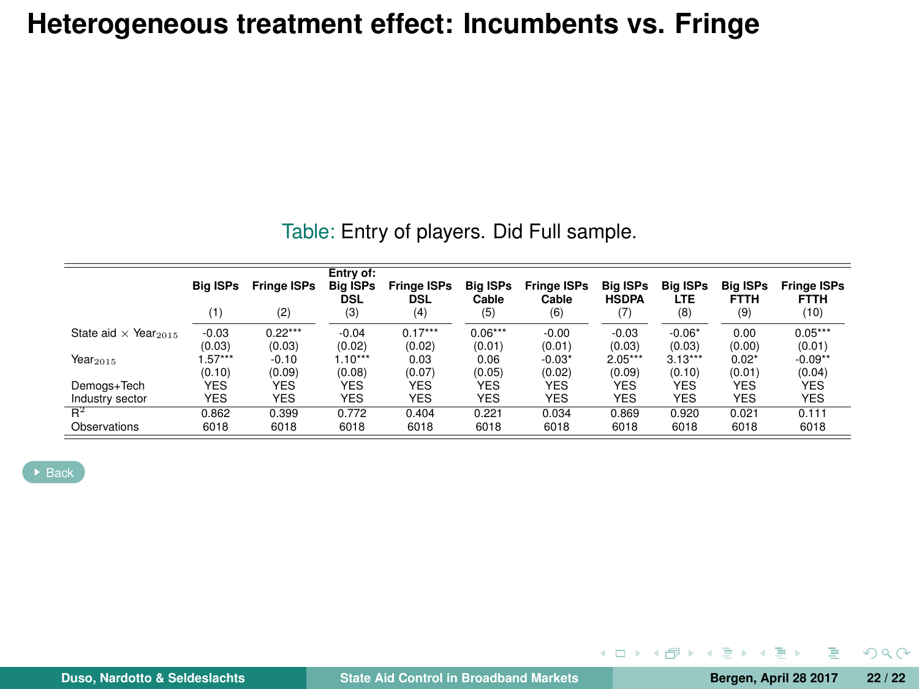# Heterogeneous treatment effect: Incumbents vs. Fringe

Table: Entry of players. Did Full sample.

| | Entry of: | | | | | | | | | |
|---|---|---|---|---|---|---|---|---|---|---|
| | Big ISPs | Fringe ISPs | Big ISPs DSL | Fringe ISPs DSL | Big ISPs Cable | Fringe ISPs Cable | Big ISPs HSDPA | Big ISPs LTE | Big ISPs FTTH | Fringe ISPs FTTH |
| | (1) | (2) | (3) | (4) | (5) | (6) | (7) | (8) | (9) | (10) |
| State aid × Year$_{2015}$ | -0.03 | 0.22*** | -0.04 | 0.17*** | 0.06*** | -0.00 | -0.03 | -0.06* | 0.00 | 0.05*** |
| | (0.03) | (0.03) | (0.02) | (0.02) | (0.01) | (0.01) | (0.03) | (0.03) | (0.00) | (0.01) |
| Year$_{2015}$ | 1.57*** | -0.10 | 1.10*** | 0.03 | 0.06 | -0.03* | 2.05*** | 3.13*** | 0.02* | -0.09** |
| | (0.10) | (0.09) | (0.08) | (0.07) | (0.05) | (0.02) | (0.09) | (0.10) | (0.01) | (0.04) |
| Demogs+Tech | YES | YES | YES | YES | YES | YES | YES | YES | YES | YES |
| Industry sector | YES | YES | YES | YES | YES | YES | YES | YES | YES | YES |
| $R^2$ | 0.862 | 0.399 | 0.772 | 0.404 | 0.221 | 0.034 | 0.869 | 0.920 | 0.021 | 0.111 |
| Observations | 6018 | 6018 | 6018 | 6018 | 6018 | 6018 | 6018 | 6018 | 6018 | 6018 |

Back